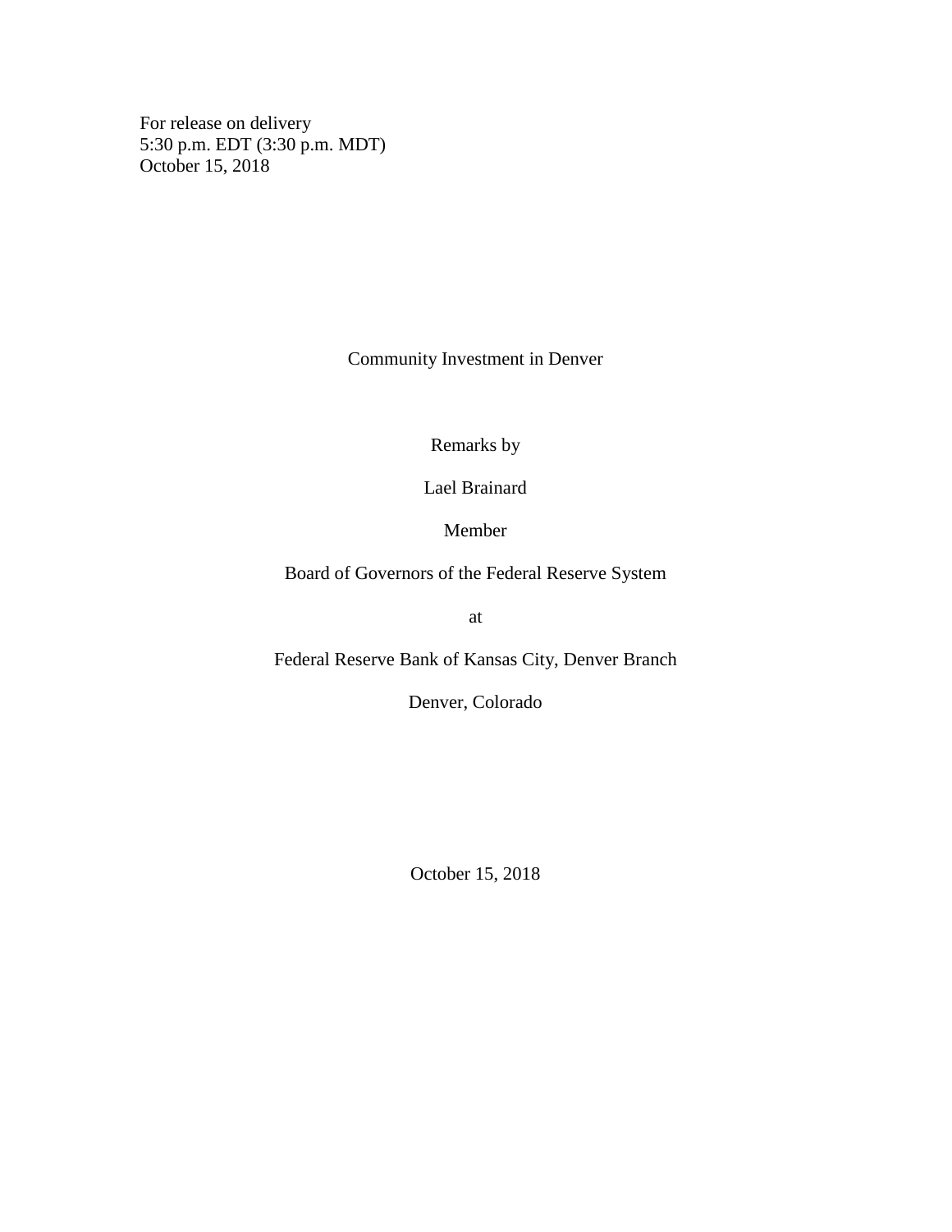For release on delivery
5:30 p.m. EDT (3:30 p.m. MDT)
October 15, 2018

# Community Investment in Denver

Remarks by

Lael Brainard

Member

Board of Governors of the Federal Reserve System

at

Federal Reserve Bank of Kansas City, Denver Branch

Denver, Colorado

October 15, 2018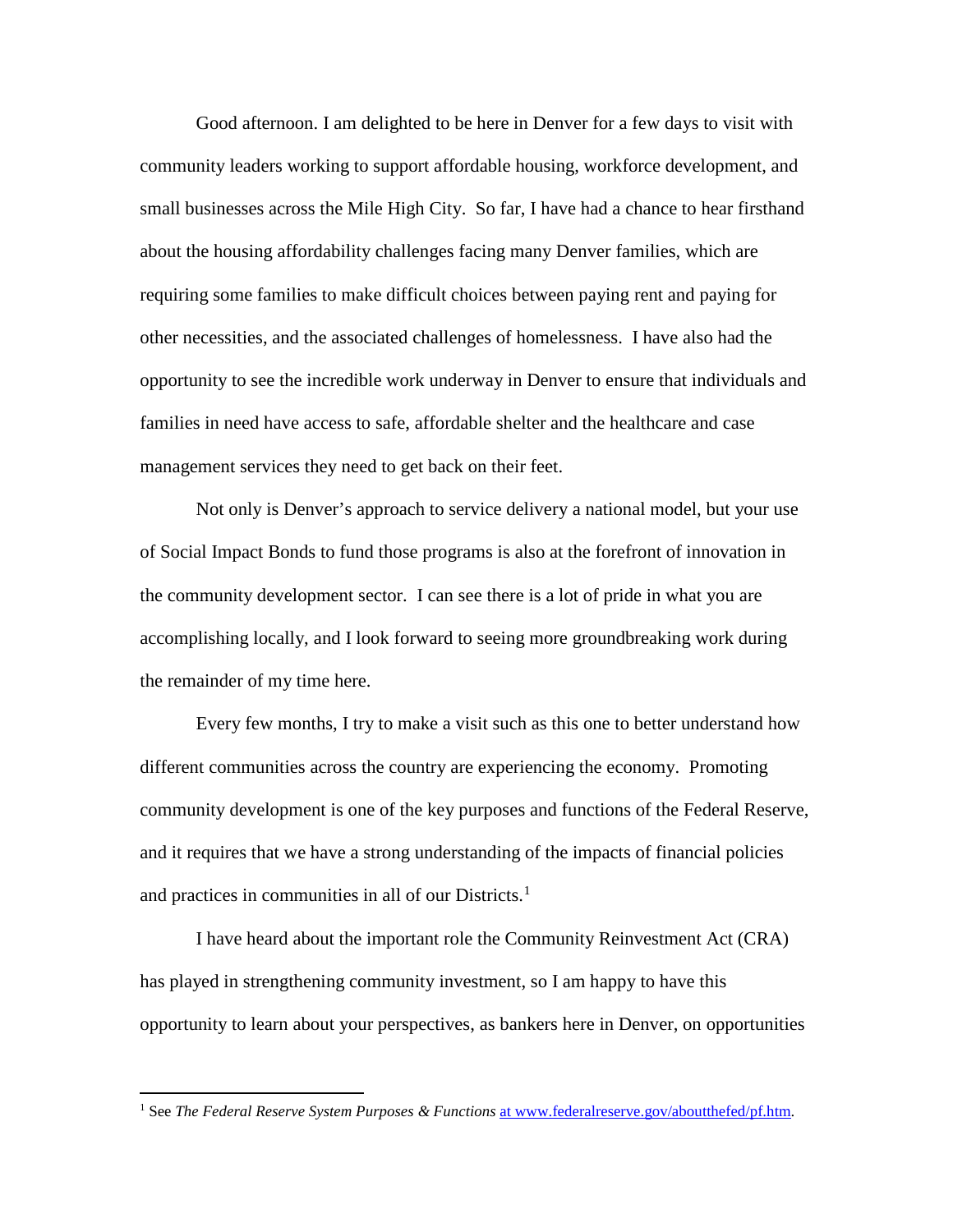Good afternoon. I am delighted to be here in Denver for a few days to visit with community leaders working to support affordable housing, workforce development, and small businesses across the Mile High City. So far, I have had a chance to hear firsthand about the housing affordability challenges facing many Denver families, which are requiring some families to make difficult choices between paying rent and paying for other necessities, and the associated challenges of homelessness. I have also had the opportunity to see the incredible work underway in Denver to ensure that individuals and families in need have access to safe, affordable shelter and the healthcare and case management services they need to get back on their feet.

Not only is Denver's approach to service delivery a national model, but your use of Social Impact Bonds to fund those programs is also at the forefront of innovation in the community development sector. I can see there is a lot of pride in what you are accomplishing locally, and I look forward to seeing more groundbreaking work during the remainder of my time here.

Every few months, I try to make a visit such as this one to better understand how different communities across the country are experiencing the economy. Promoting community development is one of the key purposes and functions of the Federal Reserve, and it requires that we have a strong understanding of the impacts of financial policies and practices in communities in all of our Districts.[1]

I have heard about the important role the Community Reinvestment Act (CRA) has played in strengthening community investment, so I am happy to have this opportunity to learn about your perspectives, as bankers here in Denver, on opportunities

---

[1] See *The Federal Reserve System Purposes & Functions* at www.federalreserve.gov/aboutthefed/pf.htm.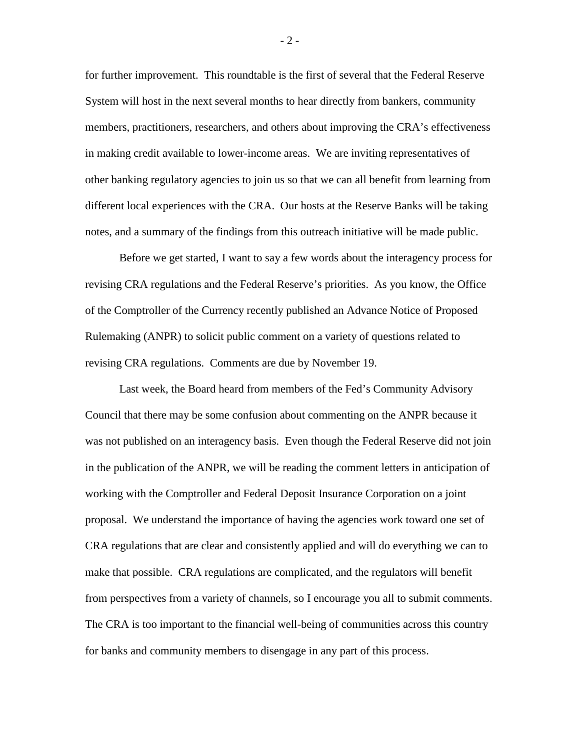for further improvement. This roundtable is the first of several that the Federal Reserve System will host in the next several months to hear directly from bankers, community members, practitioners, researchers, and others about improving the CRA's effectiveness in making credit available to lower-income areas. We are inviting representatives of other banking regulatory agencies to join us so that we can all benefit from learning from different local experiences with the CRA. Our hosts at the Reserve Banks will be taking notes, and a summary of the findings from this outreach initiative will be made public.

Before we get started, I want to say a few words about the interagency process for revising CRA regulations and the Federal Reserve's priorities. As you know, the Office of the Comptroller of the Currency recently published an Advance Notice of Proposed Rulemaking (ANPR) to solicit public comment on a variety of questions related to revising CRA regulations. Comments are due by November 19.

Last week, the Board heard from members of the Fed's Community Advisory Council that there may be some confusion about commenting on the ANPR because it was not published on an interagency basis. Even though the Federal Reserve did not join in the publication of the ANPR, we will be reading the comment letters in anticipation of working with the Comptroller and Federal Deposit Insurance Corporation on a joint proposal. We understand the importance of having the agencies work toward one set of CRA regulations that are clear and consistently applied and will do everything we can to make that possible. CRA regulations are complicated, and the regulators will benefit from perspectives from a variety of channels, so I encourage you all to submit comments. The CRA is too important to the financial well-being of communities across this country for banks and community members to disengage in any part of this process.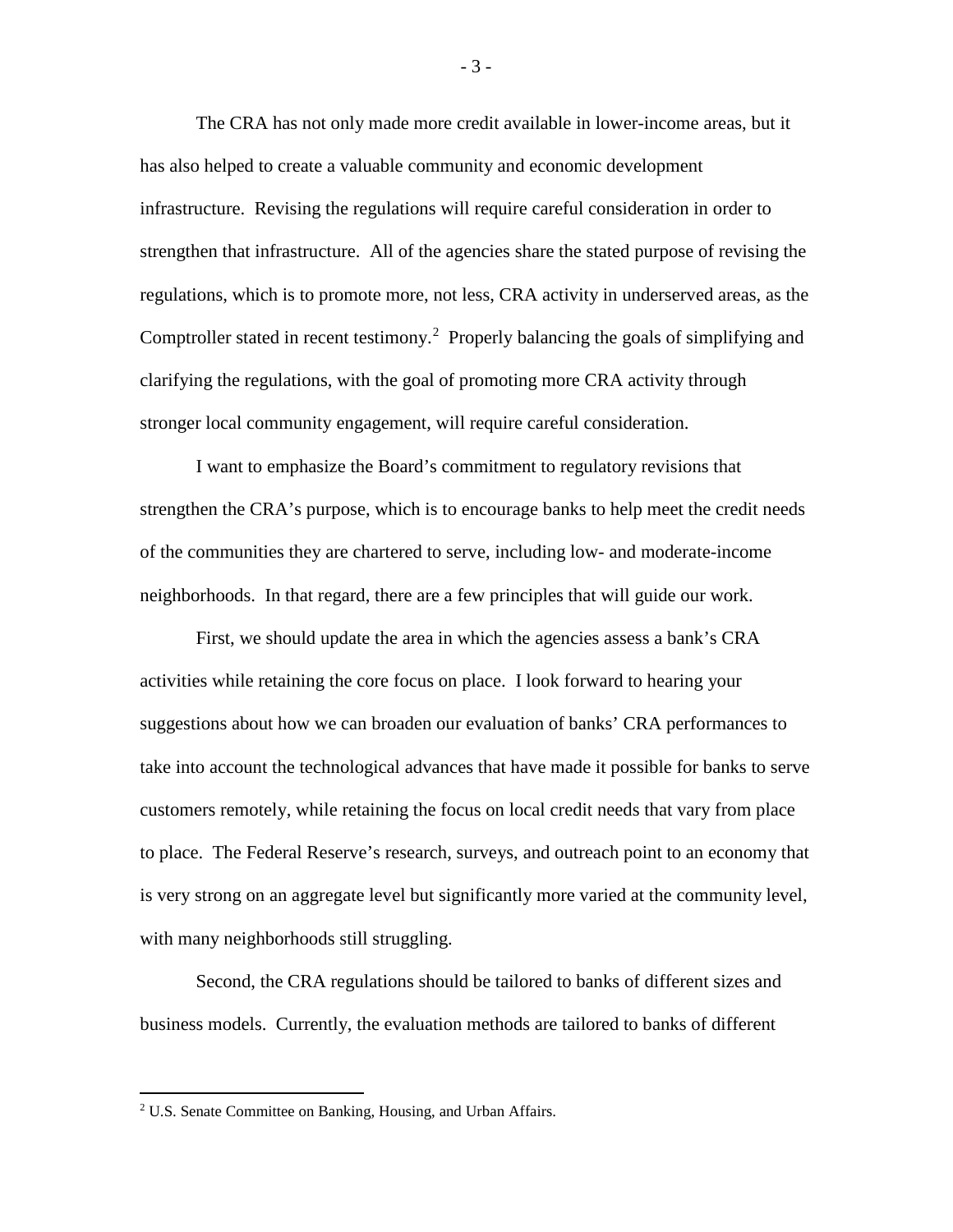The CRA has not only made more credit available in lower-income areas, but it has also helped to create a valuable community and economic development infrastructure. Revising the regulations will require careful consideration in order to strengthen that infrastructure. All of the agencies share the stated purpose of revising the regulations, which is to promote more, not less, CRA activity in underserved areas, as the Comptroller stated in recent testimony.[2] Properly balancing the goals of simplifying and clarifying the regulations, with the goal of promoting more CRA activity through stronger local community engagement, will require careful consideration.

I want to emphasize the Board's commitment to regulatory revisions that strengthen the CRA's purpose, which is to encourage banks to help meet the credit needs of the communities they are chartered to serve, including low- and moderate-income neighborhoods. In that regard, there are a few principles that will guide our work.

First, we should update the area in which the agencies assess a bank's CRA activities while retaining the core focus on place. I look forward to hearing your suggestions about how we can broaden our evaluation of banks' CRA performances to take into account the technological advances that have made it possible for banks to serve customers remotely, while retaining the focus on local credit needs that vary from place to place. The Federal Reserve's research, surveys, and outreach point to an economy that is very strong on an aggregate level but significantly more varied at the community level, with many neighborhoods still struggling.

Second, the CRA regulations should be tailored to banks of different sizes and business models. Currently, the evaluation methods are tailored to banks of different

[2] U.S. Senate Committee on Banking, Housing, and Urban Affairs.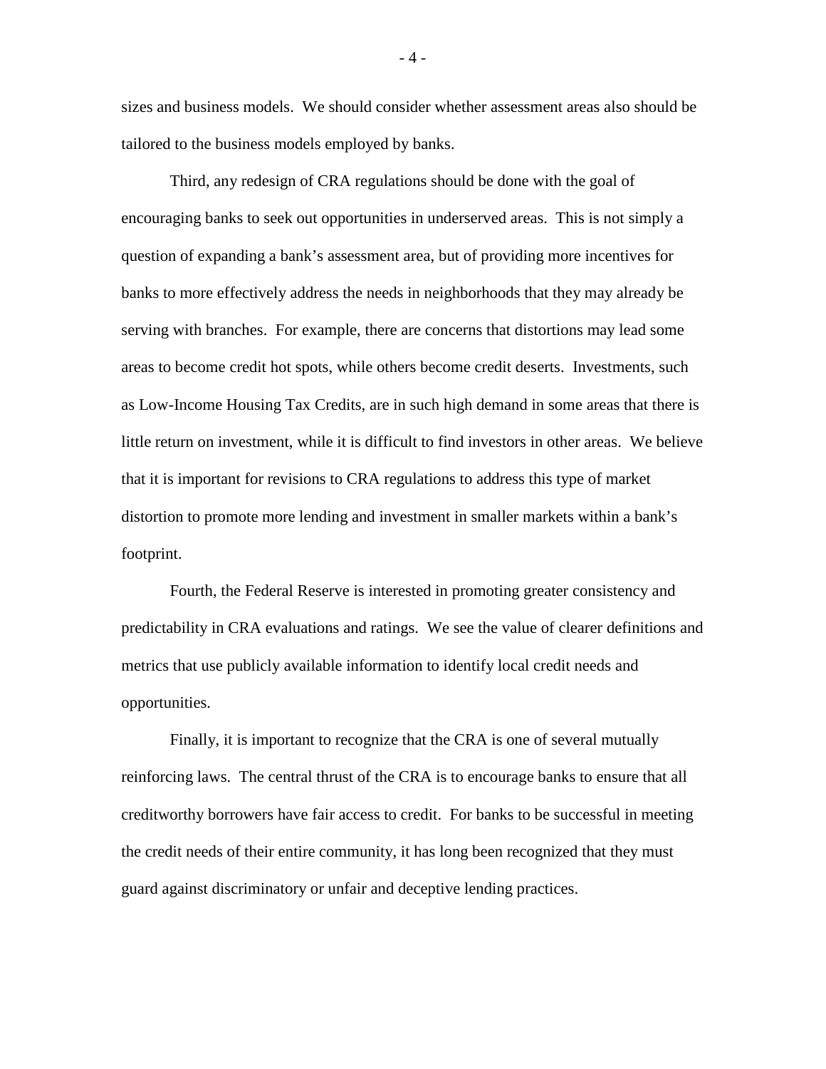sizes and business models. We should consider whether assessment areas also should be tailored to the business models employed by banks.

Third, any redesign of CRA regulations should be done with the goal of encouraging banks to seek out opportunities in underserved areas. This is not simply a question of expanding a bank's assessment area, but of providing more incentives for banks to more effectively address the needs in neighborhoods that they may already be serving with branches. For example, there are concerns that distortions may lead some areas to become credit hot spots, while others become credit deserts. Investments, such as Low-Income Housing Tax Credits, are in such high demand in some areas that there is little return on investment, while it is difficult to find investors in other areas. We believe that it is important for revisions to CRA regulations to address this type of market distortion to promote more lending and investment in smaller markets within a bank's footprint.

Fourth, the Federal Reserve is interested in promoting greater consistency and predictability in CRA evaluations and ratings. We see the value of clearer definitions and metrics that use publicly available information to identify local credit needs and opportunities.

Finally, it is important to recognize that the CRA is one of several mutually reinforcing laws. The central thrust of the CRA is to encourage banks to ensure that all creditworthy borrowers have fair access to credit. For banks to be successful in meeting the credit needs of their entire community, it has long been recognized that they must guard against discriminatory or unfair and deceptive lending practices.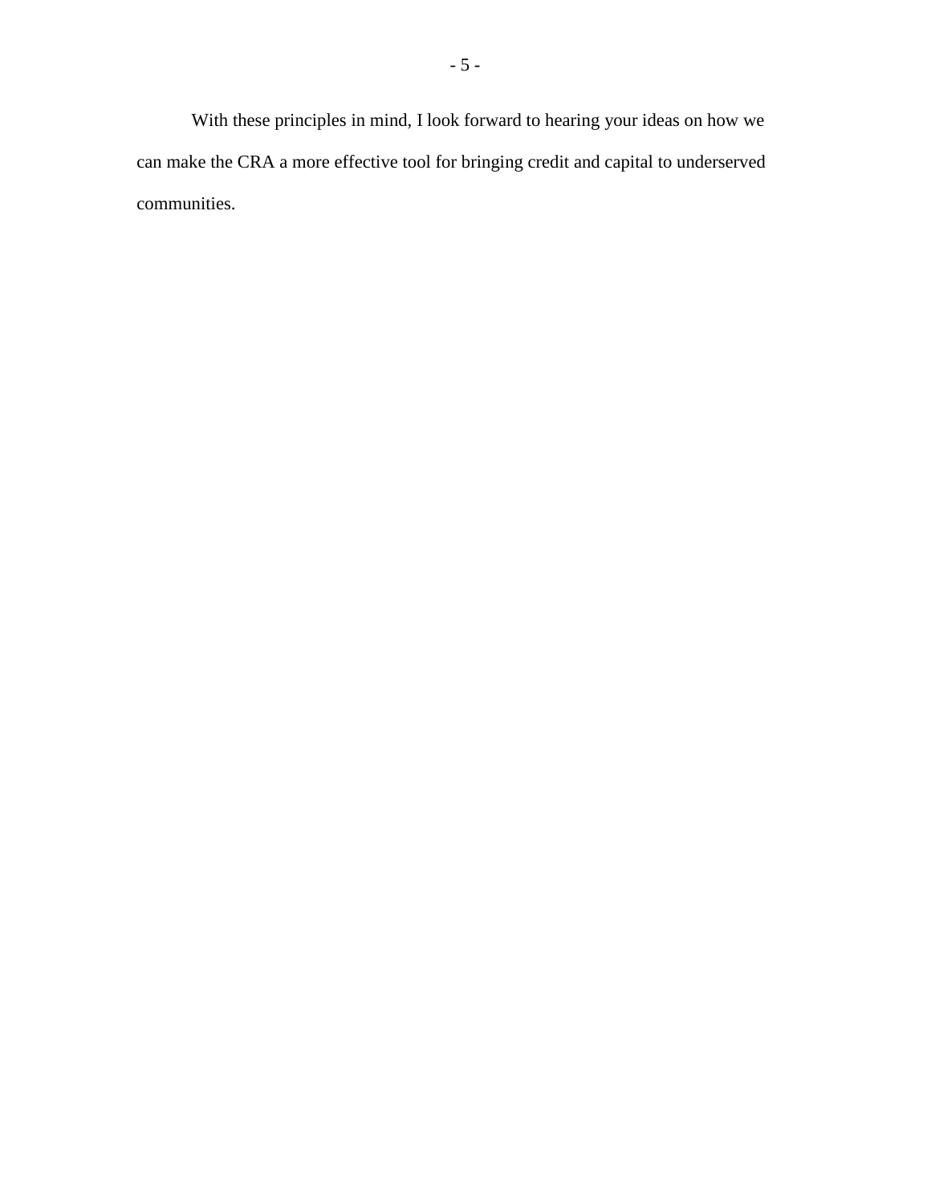With these principles in mind, I look forward to hearing your ideas on how we can make the CRA a more effective tool for bringing credit and capital to underserved communities.